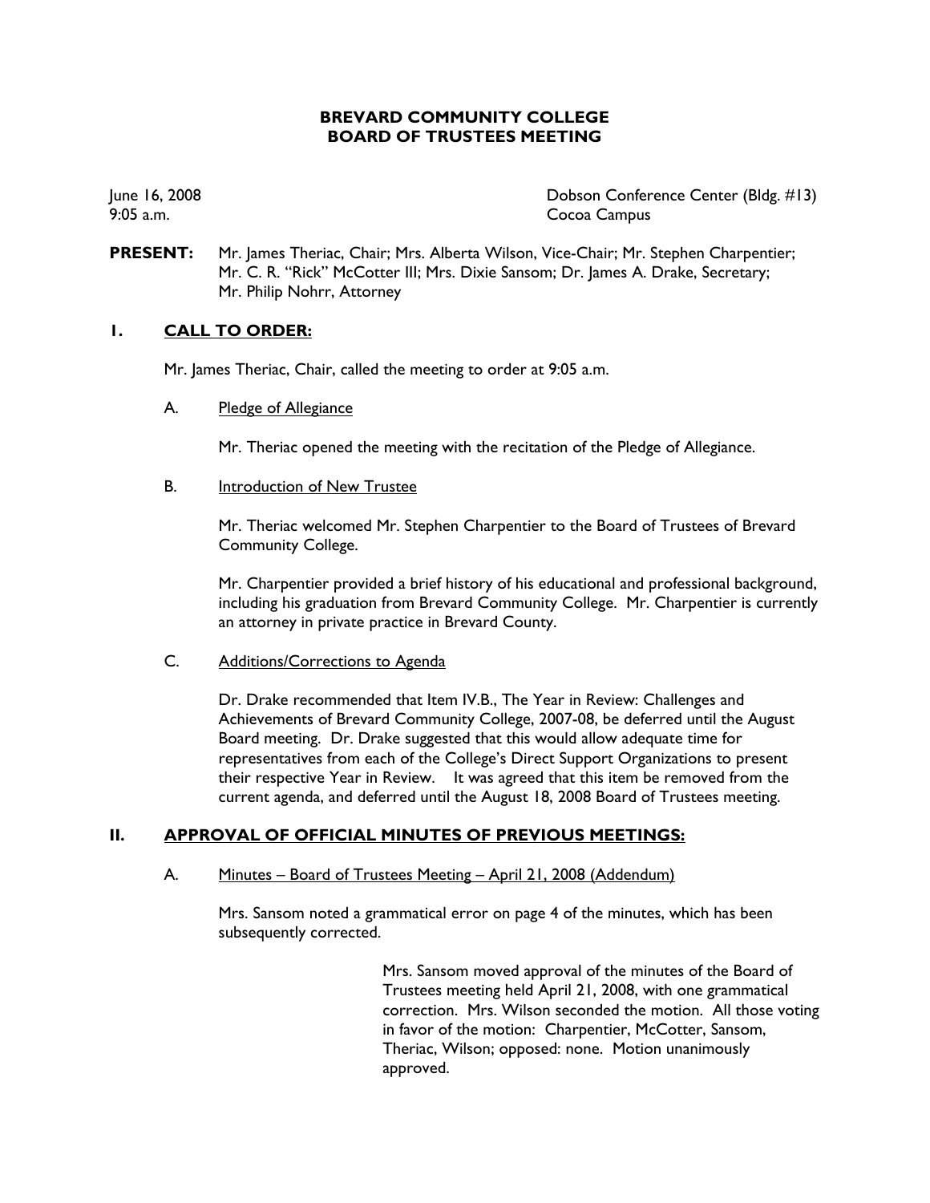# BREVARD COMMUNITY COLLEGE
# BOARD OF TRUSTEES MEETING

June 16, 2008
9:05 a.m.

Dobson Conference Center (Bldg. #13)
Cocoa Campus

**PRESENT:** Mr. James Theriac, Chair; Mrs. Alberta Wilson, Vice-Chair; Mr. Stephen Charpentier; Mr. C. R. "Rick" McCotter III; Mrs. Dixie Sansom; Dr. James A. Drake, Secretary; Mr. Philip Nohrr, Attorney

## I. CALL TO ORDER:

Mr. James Theriac, Chair, called the meeting to order at 9:05 a.m.

### A. Pledge of Allegiance

Mr. Theriac opened the meeting with the recitation of the Pledge of Allegiance.

### B. Introduction of New Trustee

Mr. Theriac welcomed Mr. Stephen Charpentier to the Board of Trustees of Brevard Community College.

Mr. Charpentier provided a brief history of his educational and professional background, including his graduation from Brevard Community College. Mr. Charpentier is currently an attorney in private practice in Brevard County.

### C. Additions/Corrections to Agenda

Dr. Drake recommended that Item IV.B., The Year in Review: Challenges and Achievements of Brevard Community College, 2007-08, be deferred until the August Board meeting. Dr. Drake suggested that this would allow adequate time for representatives from each of the College's Direct Support Organizations to present their respective Year in Review. It was agreed that this item be removed from the current agenda, and deferred until the August 18, 2008 Board of Trustees meeting.

## II. APPROVAL OF OFFICIAL MINUTES OF PREVIOUS MEETINGS:

### A. Minutes – Board of Trustees Meeting – April 21, 2008 (Addendum)

Mrs. Sansom noted a grammatical error on page 4 of the minutes, which has been subsequently corrected.

> Mrs. Sansom moved approval of the minutes of the Board of Trustees meeting held April 21, 2008, with one grammatical correction. Mrs. Wilson seconded the motion. All those voting in favor of the motion: Charpentier, McCotter, Sansom, Theriac, Wilson; opposed: none. Motion unanimously approved.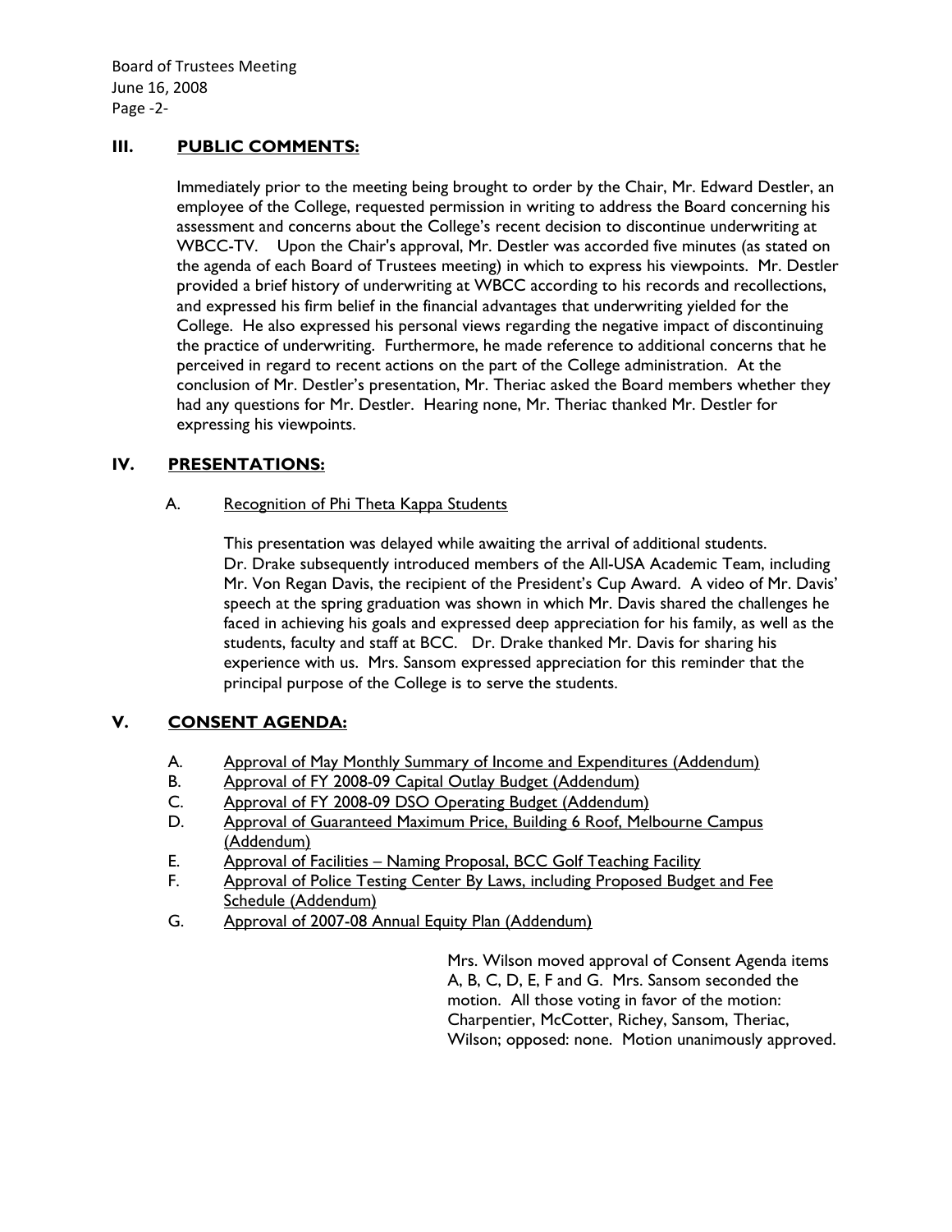## III. PUBLIC COMMENTS:

Immediately prior to the meeting being brought to order by the Chair, Mr. Edward Destler, an employee of the College, requested permission in writing to address the Board concerning his assessment and concerns about the College's recent decision to discontinue underwriting at WBCC-TV. Upon the Chair's approval, Mr. Destler was accorded five minutes (as stated on the agenda of each Board of Trustees meeting) in which to express his viewpoints. Mr. Destler provided a brief history of underwriting at WBCC according to his records and recollections, and expressed his firm belief in the financial advantages that underwriting yielded for the College. He also expressed his personal views regarding the negative impact of discontinuing the practice of underwriting. Furthermore, he made reference to additional concerns that he perceived in regard to recent actions on the part of the College administration. At the conclusion of Mr. Destler's presentation, Mr. Theriac asked the Board members whether they had any questions for Mr. Destler. Hearing none, Mr. Theriac thanked Mr. Destler for expressing his viewpoints.

## IV. PRESENTATIONS:

### A. Recognition of Phi Theta Kappa Students

This presentation was delayed while awaiting the arrival of additional students. Dr. Drake subsequently introduced members of the All-USA Academic Team, including Mr. Von Regan Davis, the recipient of the President's Cup Award. A video of Mr. Davis' speech at the spring graduation was shown in which Mr. Davis shared the challenges he faced in achieving his goals and expressed deep appreciation for his family, as well as the students, faculty and staff at BCC. Dr. Drake thanked Mr. Davis for sharing his experience with us. Mrs. Sansom expressed appreciation for this reminder that the principal purpose of the College is to serve the students.

## V. CONSENT AGENDA:

A. Approval of May Monthly Summary of Income and Expenditures (Addendum)
B. Approval of FY 2008-09 Capital Outlay Budget (Addendum)
C. Approval of FY 2008-09 DSO Operating Budget (Addendum)
D. Approval of Guaranteed Maximum Price, Building 6 Roof, Melbourne Campus (Addendum)
E. Approval of Facilities – Naming Proposal, BCC Golf Teaching Facility
F. Approval of Police Testing Center By Laws, including Proposed Budget and Fee Schedule (Addendum)
G. Approval of 2007-08 Annual Equity Plan (Addendum)

Mrs. Wilson moved approval of Consent Agenda items A, B, C, D, E, F and G. Mrs. Sansom seconded the motion. All those voting in favor of the motion: Charpentier, McCotter, Richey, Sansom, Theriac, Wilson; opposed: none. Motion unanimously approved.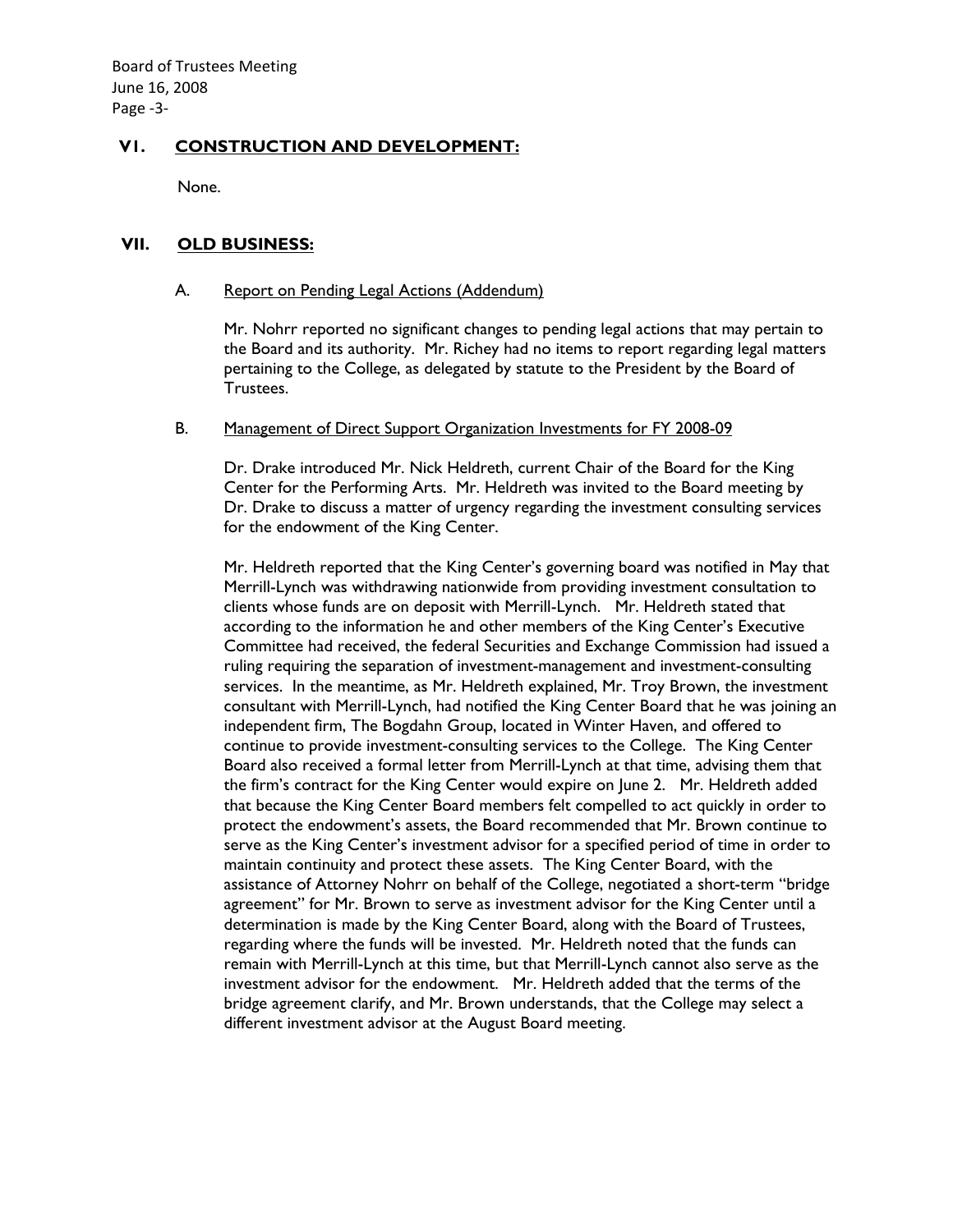## VI. CONSTRUCTION AND DEVELOPMENT:

None.

## VII. OLD BUSINESS:

### A. Report on Pending Legal Actions (Addendum)

Mr. Nohrr reported no significant changes to pending legal actions that may pertain to the Board and its authority. Mr. Richey had no items to report regarding legal matters pertaining to the College, as delegated by statute to the President by the Board of Trustees.

### B. Management of Direct Support Organization Investments for FY 2008-09

Dr. Drake introduced Mr. Nick Heldreth, current Chair of the Board for the King Center for the Performing Arts. Mr. Heldreth was invited to the Board meeting by Dr. Drake to discuss a matter of urgency regarding the investment consulting services for the endowment of the King Center.

Mr. Heldreth reported that the King Center's governing board was notified in May that Merrill-Lynch was withdrawing nationwide from providing investment consultation to clients whose funds are on deposit with Merrill-Lynch. Mr. Heldreth stated that according to the information he and other members of the King Center's Executive Committee had received, the federal Securities and Exchange Commission had issued a ruling requiring the separation of investment-management and investment-consulting services. In the meantime, as Mr. Heldreth explained, Mr. Troy Brown, the investment consultant with Merrill-Lynch, had notified the King Center Board that he was joining an independent firm, The Bogdahn Group, located in Winter Haven, and offered to continue to provide investment-consulting services to the College. The King Center Board also received a formal letter from Merrill-Lynch at that time, advising them that the firm's contract for the King Center would expire on June 2. Mr. Heldreth added that because the King Center Board members felt compelled to act quickly in order to protect the endowment's assets, the Board recommended that Mr. Brown continue to serve as the King Center's investment advisor for a specified period of time in order to maintain continuity and protect these assets. The King Center Board, with the assistance of Attorney Nohrr on behalf of the College, negotiated a short-term "bridge agreement" for Mr. Brown to serve as investment advisor for the King Center until a determination is made by the King Center Board, along with the Board of Trustees, regarding where the funds will be invested. Mr. Heldreth noted that the funds can remain with Merrill-Lynch at this time, but that Merrill-Lynch cannot also serve as the investment advisor for the endowment. Mr. Heldreth added that the terms of the bridge agreement clarify, and Mr. Brown understands, that the College may select a different investment advisor at the August Board meeting.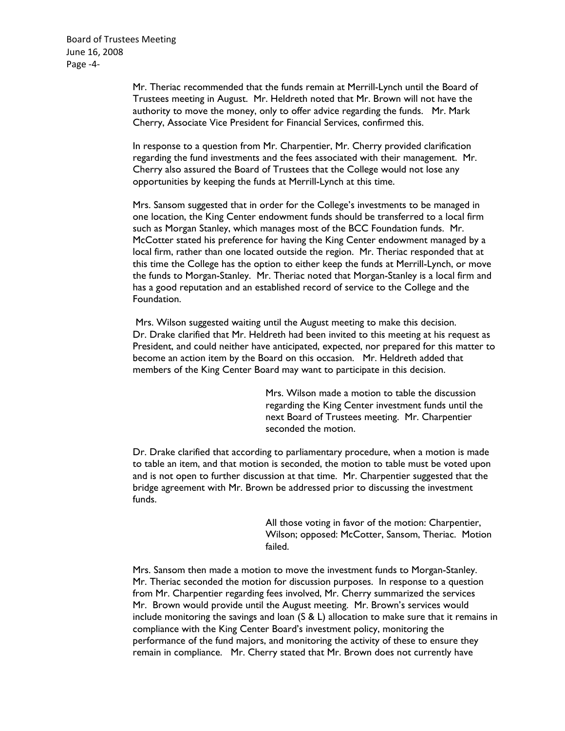Mr. Theriac recommended that the funds remain at Merrill-Lynch until the Board of Trustees meeting in August. Mr. Heldreth noted that Mr. Brown will not have the authority to move the money, only to offer advice regarding the funds. Mr. Mark Cherry, Associate Vice President for Financial Services, confirmed this.

In response to a question from Mr. Charpentier, Mr. Cherry provided clarification regarding the fund investments and the fees associated with their management. Mr. Cherry also assured the Board of Trustees that the College would not lose any opportunities by keeping the funds at Merrill-Lynch at this time.

Mrs. Sansom suggested that in order for the College's investments to be managed in one location, the King Center endowment funds should be transferred to a local firm such as Morgan Stanley, which manages most of the BCC Foundation funds. Mr. McCotter stated his preference for having the King Center endowment managed by a local firm, rather than one located outside the region. Mr. Theriac responded that at this time the College has the option to either keep the funds at Merrill-Lynch, or move the funds to Morgan-Stanley. Mr. Theriac noted that Morgan-Stanley is a local firm and has a good reputation and an established record of service to the College and the Foundation.

Mrs. Wilson suggested waiting until the August meeting to make this decision. Dr. Drake clarified that Mr. Heldreth had been invited to this meeting at his request as President, and could neither have anticipated, expected, nor prepared for this matter to become an action item by the Board on this occasion. Mr. Heldreth added that members of the King Center Board may want to participate in this decision.

> Mrs. Wilson made a motion to table the discussion regarding the King Center investment funds until the next Board of Trustees meeting. Mr. Charpentier seconded the motion.

Dr. Drake clarified that according to parliamentary procedure, when a motion is made to table an item, and that motion is seconded, the motion to table must be voted upon and is not open to further discussion at that time. Mr. Charpentier suggested that the bridge agreement with Mr. Brown be addressed prior to discussing the investment funds.

> All those voting in favor of the motion: Charpentier, Wilson; opposed: McCotter, Sansom, Theriac. Motion failed.

Mrs. Sansom then made a motion to move the investment funds to Morgan-Stanley. Mr. Theriac seconded the motion for discussion purposes. In response to a question from Mr. Charpentier regarding fees involved, Mr. Cherry summarized the services Mr. Brown would provide until the August meeting. Mr. Brown's services would include monitoring the savings and loan (S & L) allocation to make sure that it remains in compliance with the King Center Board's investment policy, monitoring the performance of the fund majors, and monitoring the activity of these to ensure they remain in compliance. Mr. Cherry stated that Mr. Brown does not currently have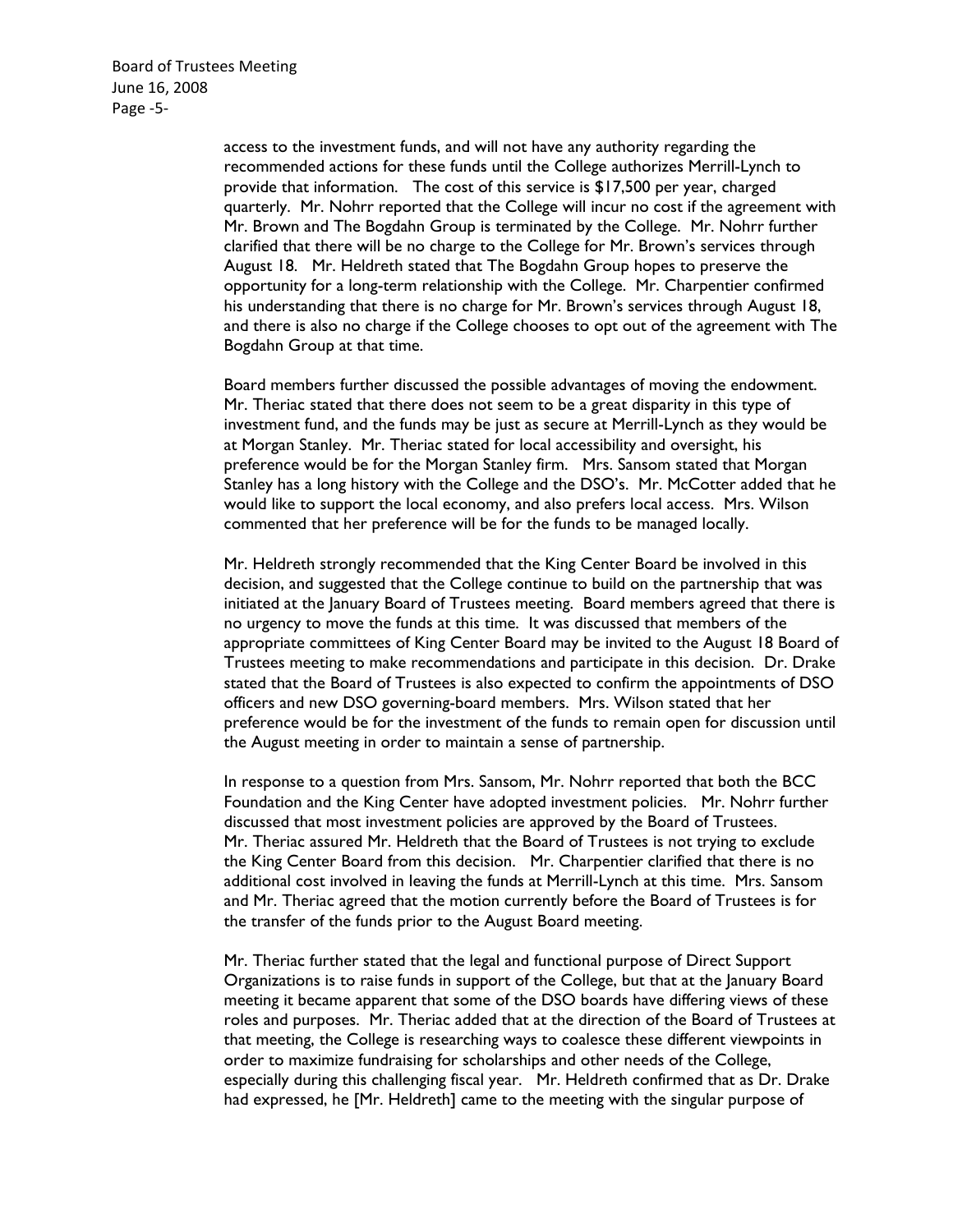access to the investment funds, and will not have any authority regarding the recommended actions for these funds until the College authorizes Merrill-Lynch to provide that information. The cost of this service is $17,500 per year, charged quarterly. Mr. Nohrr reported that the College will incur no cost if the agreement with Mr. Brown and The Bogdahn Group is terminated by the College. Mr. Nohrr further clarified that there will be no charge to the College for Mr. Brown's services through August 18. Mr. Heldreth stated that The Bogdahn Group hopes to preserve the opportunity for a long-term relationship with the College. Mr. Charpentier confirmed his understanding that there is no charge for Mr. Brown's services through August 18, and there is also no charge if the College chooses to opt out of the agreement with The Bogdahn Group at that time.

Board members further discussed the possible advantages of moving the endowment. Mr. Theriac stated that there does not seem to be a great disparity in this type of investment fund, and the funds may be just as secure at Merrill-Lynch as they would be at Morgan Stanley. Mr. Theriac stated for local accessibility and oversight, his preference would be for the Morgan Stanley firm. Mrs. Sansom stated that Morgan Stanley has a long history with the College and the DSO's. Mr. McCotter added that he would like to support the local economy, and also prefers local access. Mrs. Wilson commented that her preference will be for the funds to be managed locally.

Mr. Heldreth strongly recommended that the King Center Board be involved in this decision, and suggested that the College continue to build on the partnership that was initiated at the January Board of Trustees meeting. Board members agreed that there is no urgency to move the funds at this time. It was discussed that members of the appropriate committees of King Center Board may be invited to the August 18 Board of Trustees meeting to make recommendations and participate in this decision. Dr. Drake stated that the Board of Trustees is also expected to confirm the appointments of DSO officers and new DSO governing-board members. Mrs. Wilson stated that her preference would be for the investment of the funds to remain open for discussion until the August meeting in order to maintain a sense of partnership.

In response to a question from Mrs. Sansom, Mr. Nohrr reported that both the BCC Foundation and the King Center have adopted investment policies. Mr. Nohrr further discussed that most investment policies are approved by the Board of Trustees. Mr. Theriac assured Mr. Heldreth that the Board of Trustees is not trying to exclude the King Center Board from this decision. Mr. Charpentier clarified that there is no additional cost involved in leaving the funds at Merrill-Lynch at this time. Mrs. Sansom and Mr. Theriac agreed that the motion currently before the Board of Trustees is for the transfer of the funds prior to the August Board meeting.

Mr. Theriac further stated that the legal and functional purpose of Direct Support Organizations is to raise funds in support of the College, but that at the January Board meeting it became apparent that some of the DSO boards have differing views of these roles and purposes. Mr. Theriac added that at the direction of the Board of Trustees at that meeting, the College is researching ways to coalesce these different viewpoints in order to maximize fundraising for scholarships and other needs of the College, especially during this challenging fiscal year. Mr. Heldreth confirmed that as Dr. Drake had expressed, he [Mr. Heldreth] came to the meeting with the singular purpose of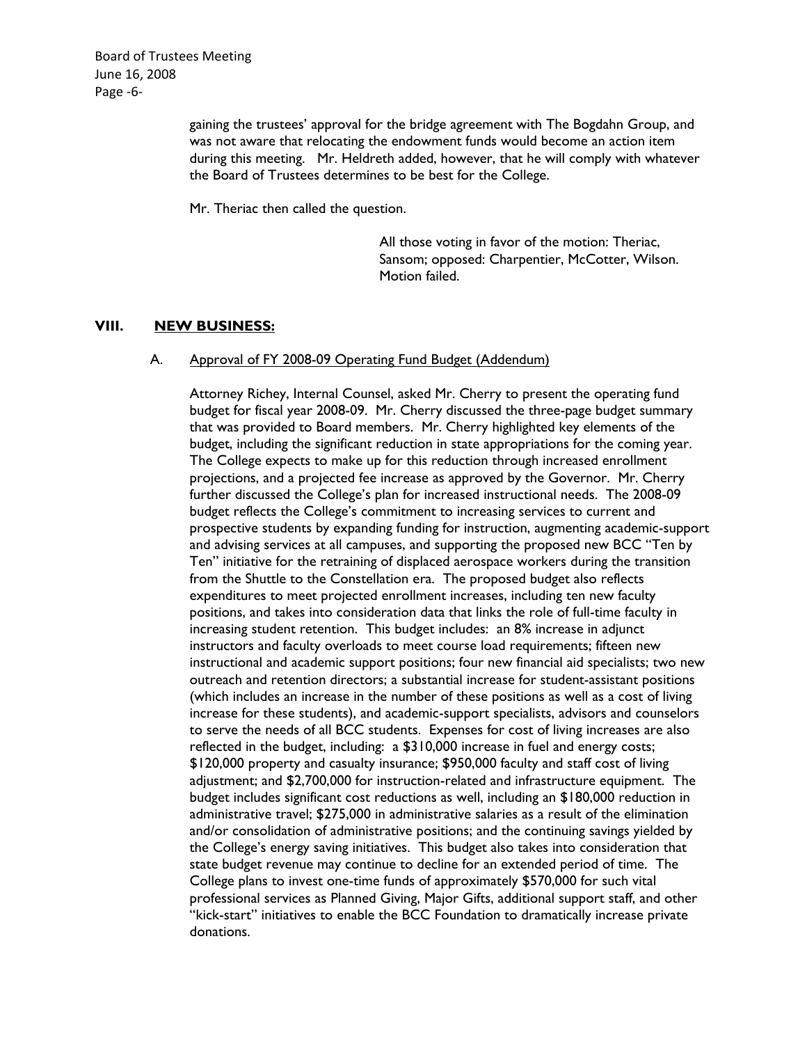gaining the trustees' approval for the bridge agreement with The Bogdahn Group, and was not aware that relocating the endowment funds would become an action item during this meeting. Mr. Heldreth added, however, that he will comply with whatever the Board of Trustees determines to be best for the College.

Mr. Theriac then called the question.

> All those voting in favor of the motion: Theriac, Sansom; opposed: Charpentier, McCotter, Wilson. Motion failed.

## VIII. NEW BUSINESS:

### A. Approval of FY 2008-09 Operating Fund Budget (Addendum)

Attorney Richey, Internal Counsel, asked Mr. Cherry to present the operating fund budget for fiscal year 2008-09. Mr. Cherry discussed the three-page budget summary that was provided to Board members. Mr. Cherry highlighted key elements of the budget, including the significant reduction in state appropriations for the coming year. The College expects to make up for this reduction through increased enrollment projections, and a projected fee increase as approved by the Governor. Mr. Cherry further discussed the College's plan for increased instructional needs. The 2008-09 budget reflects the College's commitment to increasing services to current and prospective students by expanding funding for instruction, augmenting academic-support and advising services at all campuses, and supporting the proposed new BCC "Ten by Ten" initiative for the retraining of displaced aerospace workers during the transition from the Shuttle to the Constellation era. The proposed budget also reflects expenditures to meet projected enrollment increases, including ten new faculty positions, and takes into consideration data that links the role of full-time faculty in increasing student retention. This budget includes: an 8% increase in adjunct instructors and faculty overloads to meet course load requirements; fifteen new instructional and academic support positions; four new financial aid specialists; two new outreach and retention directors; a substantial increase for student-assistant positions (which includes an increase in the number of these positions as well as a cost of living increase for these students), and academic-support specialists, advisors and counselors to serve the needs of all BCC students. Expenses for cost of living increases are also reflected in the budget, including: a $310,000 increase in fuel and energy costs; $120,000 property and casualty insurance; $950,000 faculty and staff cost of living adjustment; and $2,700,000 for instruction-related and infrastructure equipment. The budget includes significant cost reductions as well, including an $180,000 reduction in administrative travel; $275,000 in administrative salaries as a result of the elimination and/or consolidation of administrative positions; and the continuing savings yielded by the College's energy saving initiatives. This budget also takes into consideration that state budget revenue may continue to decline for an extended period of time. The College plans to invest one-time funds of approximately $570,000 for such vital professional services as Planned Giving, Major Gifts, additional support staff, and other "kick-start" initiatives to enable the BCC Foundation to dramatically increase private donations.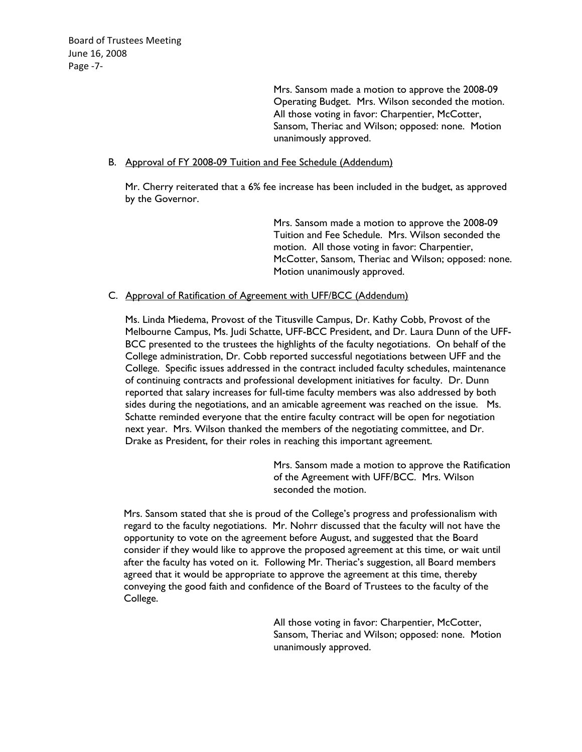Mrs. Sansom made a motion to approve the 2008-09 Operating Budget. Mrs. Wilson seconded the motion. All those voting in favor: Charpentier, McCotter, Sansom, Theriac and Wilson; opposed: none. Motion unanimously approved.

B. Approval of FY 2008-09 Tuition and Fee Schedule (Addendum)

Mr. Cherry reiterated that a 6% fee increase has been included in the budget, as approved by the Governor.

Mrs. Sansom made a motion to approve the 2008-09 Tuition and Fee Schedule. Mrs. Wilson seconded the motion. All those voting in favor: Charpentier, McCotter, Sansom, Theriac and Wilson; opposed: none. Motion unanimously approved.

C. Approval of Ratification of Agreement with UFF/BCC (Addendum)

Ms. Linda Miedema, Provost of the Titusville Campus, Dr. Kathy Cobb, Provost of the Melbourne Campus, Ms. Judi Schatte, UFF-BCC President, and Dr. Laura Dunn of the UFF-BCC presented to the trustees the highlights of the faculty negotiations. On behalf of the College administration, Dr. Cobb reported successful negotiations between UFF and the College. Specific issues addressed in the contract included faculty schedules, maintenance of continuing contracts and professional development initiatives for faculty. Dr. Dunn reported that salary increases for full-time faculty members was also addressed by both sides during the negotiations, and an amicable agreement was reached on the issue. Ms. Schatte reminded everyone that the entire faculty contract will be open for negotiation next year. Mrs. Wilson thanked the members of the negotiating committee, and Dr. Drake as President, for their roles in reaching this important agreement.

Mrs. Sansom made a motion to approve the Ratification of the Agreement with UFF/BCC. Mrs. Wilson seconded the motion.

Mrs. Sansom stated that she is proud of the College's progress and professionalism with regard to the faculty negotiations. Mr. Nohrr discussed that the faculty will not have the opportunity to vote on the agreement before August, and suggested that the Board consider if they would like to approve the proposed agreement at this time, or wait until after the faculty has voted on it. Following Mr. Theriac's suggestion, all Board members agreed that it would be appropriate to approve the agreement at this time, thereby conveying the good faith and confidence of the Board of Trustees to the faculty of the College.

All those voting in favor: Charpentier, McCotter, Sansom, Theriac and Wilson; opposed: none. Motion unanimously approved.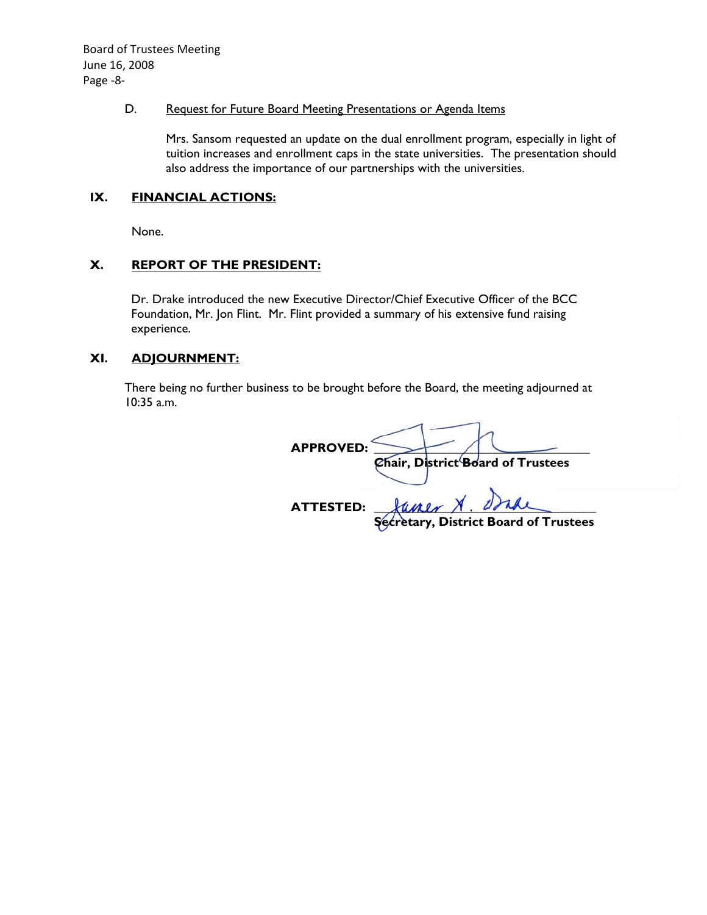D. Request for Future Board Meeting Presentations or Agenda Items

Mrs. Sansom requested an update on the dual enrollment program, especially in light of tuition increases and enrollment caps in the state universities. The presentation should also address the importance of our partnerships with the universities.

## IX. FINANCIAL ACTIONS:

None.

## X. REPORT OF THE PRESIDENT:

Dr. Drake introduced the new Executive Director/Chief Executive Officer of the BCC Foundation, Mr. Jon Flint. Mr. Flint provided a summary of his extensive fund raising experience.

## XI. ADJOURNMENT:

There being no further business to be brought before the Board, the meeting adjourned at 10:35 a.m.

**APPROVED:** ______________________________
**Chair, District Board of Trustees**

**ATTESTED:** ______________________________
**Secretary, District Board of Trustees**